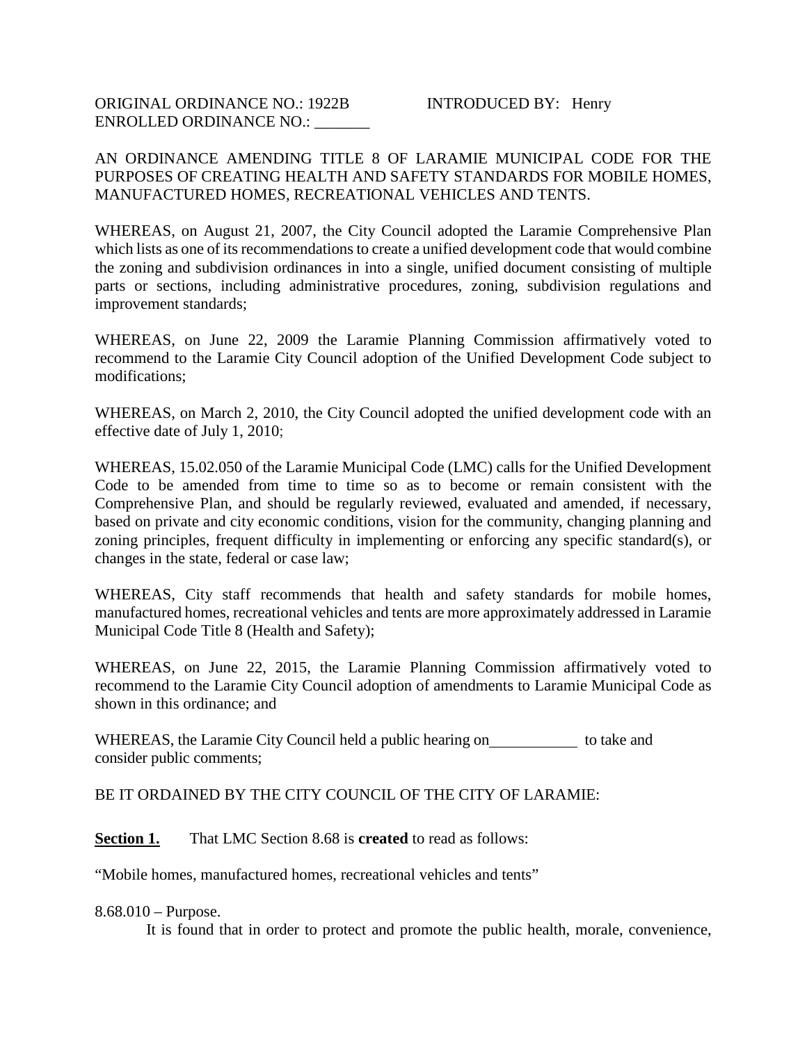ORIGINAL ORDINANCE NO.: 1922B INTRODUCED BY: Henry
ENROLLED ORDINANCE NO.: _______

AN ORDINANCE AMENDING TITLE 8 OF LARAMIE MUNICIPAL CODE FOR THE PURPOSES OF CREATING HEALTH AND SAFETY STANDARDS FOR MOBILE HOMES, MANUFACTURED HOMES, RECREATIONAL VEHICLES AND TENTS.

WHEREAS, on August 21, 2007, the City Council adopted the Laramie Comprehensive Plan which lists as one of its recommendations to create a unified development code that would combine the zoning and subdivision ordinances in into a single, unified document consisting of multiple parts or sections, including administrative procedures, zoning, subdivision regulations and improvement standards;

WHEREAS, on June 22, 2009 the Laramie Planning Commission affirmatively voted to recommend to the Laramie City Council adoption of the Unified Development Code subject to modifications;

WHEREAS, on March 2, 2010, the City Council adopted the unified development code with an effective date of July 1, 2010;

WHEREAS, 15.02.050 of the Laramie Municipal Code (LMC) calls for the Unified Development Code to be amended from time to time so as to become or remain consistent with the Comprehensive Plan, and should be regularly reviewed, evaluated and amended, if necessary, based on private and city economic conditions, vision for the community, changing planning and zoning principles, frequent difficulty in implementing or enforcing any specific standard(s), or changes in the state, federal or case law;

WHEREAS, City staff recommends that health and safety standards for mobile homes, manufactured homes, recreational vehicles and tents are more approximately addressed in Laramie Municipal Code Title 8 (Health and Safety);

WHEREAS, on June 22, 2015, the Laramie Planning Commission affirmatively voted to recommend to the Laramie City Council adoption of amendments to Laramie Municipal Code as shown in this ordinance; and

WHEREAS, the Laramie City Council held a public hearing on___________ to take and consider public comments;

BE IT ORDAINED BY THE CITY COUNCIL OF THE CITY OF LARAMIE:

**Section 1.** That LMC Section 8.68 is **created** to read as follows:

"Mobile homes, manufactured homes, recreational vehicles and tents"

8.68.010 – Purpose.

It is found that in order to protect and promote the public health, morale, convenience,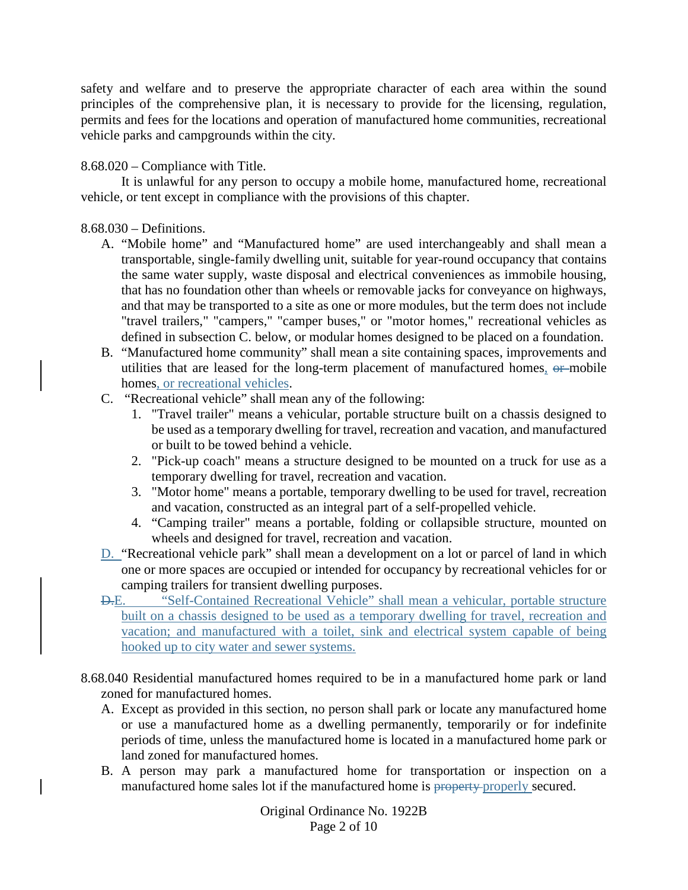safety and welfare and to preserve the appropriate character of each area within the sound principles of the comprehensive plan, it is necessary to provide for the licensing, regulation, permits and fees for the locations and operation of manufactured home communities, recreational vehicle parks and campgrounds within the city.

8.68.020 – Compliance with Title.

It is unlawful for any person to occupy a mobile home, manufactured home, recreational vehicle, or tent except in compliance with the provisions of this chapter.

8.68.030 – Definitions.

A. "Mobile home" and "Manufactured home" are used interchangeably and shall mean a transportable, single-family dwelling unit, suitable for year-round occupancy that contains the same water supply, waste disposal and electrical conveniences as immobile housing, that has no foundation other than wheels or removable jacks for conveyance on highways, and that may be transported to a site as one or more modules, but the term does not include "travel trailers," "campers," "camper buses," or "motor homes," recreational vehicles as defined in subsection C. below, or modular homes designed to be placed on a foundation.

B. "Manufactured home community" shall mean a site containing spaces, improvements and utilities that are leased for the long-term placement of manufactured homes, ~~or~~ mobile homes, or recreational vehicles.

C. "Recreational vehicle" shall mean any of the following:
   1. "Travel trailer" means a vehicular, portable structure built on a chassis designed to be used as a temporary dwelling for travel, recreation and vacation, and manufactured or built to be towed behind a vehicle.
   2. "Pick-up coach" means a structure designed to be mounted on a truck for use as a temporary dwelling for travel, recreation and vacation.
   3. "Motor home" means a portable, temporary dwelling to be used for travel, recreation and vacation, constructed as an integral part of a self-propelled vehicle.
   4. "Camping trailer" means a portable, folding or collapsible structure, mounted on wheels and designed for travel, recreation and vacation.

D. "Recreational vehicle park" shall mean a development on a lot or parcel of land in which one or more spaces are occupied or intended for occupancy by recreational vehicles for or camping trailers for transient dwelling purposes.

~~D.~~E. "Self-Contained Recreational Vehicle" shall mean a vehicular, portable structure built on a chassis designed to be used as a temporary dwelling for travel, recreation and vacation; and manufactured with a toilet, sink and electrical system capable of being hooked up to city water and sewer systems.

8.68.040 Residential manufactured homes required to be in a manufactured home park or land zoned for manufactured homes.

A. Except as provided in this section, no person shall park or locate any manufactured home or use a manufactured home as a dwelling permanently, temporarily or for indefinite periods of time, unless the manufactured home is located in a manufactured home park or land zoned for manufactured homes.

B. A person may park a manufactured home for transportation or inspection on a manufactured home sales lot if the manufactured home is ~~property~~ properly secured.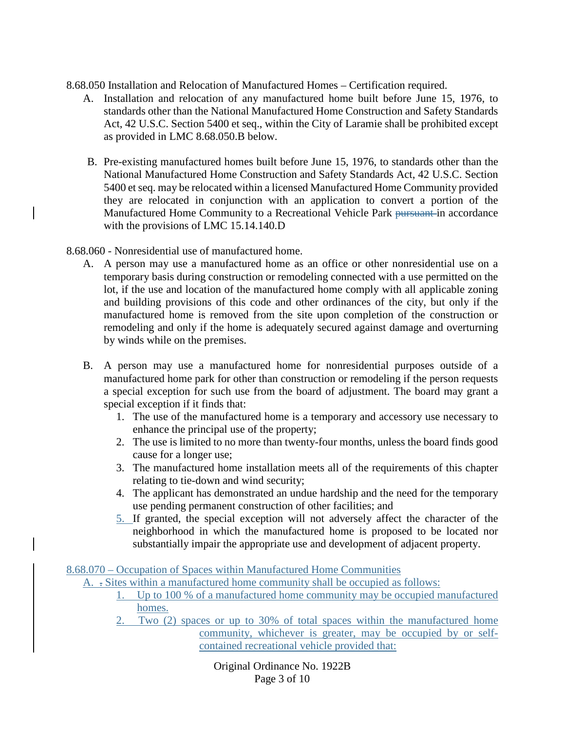8.68.050 Installation and Relocation of Manufactured Homes – Certification required.

A. Installation and relocation of any manufactured home built before June 15, 1976, to standards other than the National Manufactured Home Construction and Safety Standards Act, 42 U.S.C. Section 5400 et seq., within the City of Laramie shall be prohibited except as provided in LMC 8.68.050.B below.

B. Pre-existing manufactured homes built before June 15, 1976, to standards other than the National Manufactured Home Construction and Safety Standards Act, 42 U.S.C. Section 5400 et seq. may be relocated within a licensed Manufactured Home Community provided they are relocated in conjunction with an application to convert a portion of the Manufactured Home Community to a Recreational Vehicle Park ~~pursuant~~ in accordance with the provisions of LMC 15.14.140.D

8.68.060 - Nonresidential use of manufactured home.

A. A person may use a manufactured home as an office or other nonresidential use on a temporary basis during construction or remodeling connected with a use permitted on the lot, if the use and location of the manufactured home comply with all applicable zoning and building provisions of this code and other ordinances of the city, but only if the manufactured home is removed from the site upon completion of the construction or remodeling and only if the home is adequately secured against damage and overturning by winds while on the premises.

B. A person may use a manufactured home for nonresidential purposes outside of a manufactured home park for other than construction or remodeling if the person requests a special exception for such use from the board of adjustment. The board may grant a special exception if it finds that:

1. The use of the manufactured home is a temporary and accessory use necessary to enhance the principal use of the property;
2. The use is limited to no more than twenty-four months, unless the board finds good cause for a longer use;
3. The manufactured home installation meets all of the requirements of this chapter relating to tie-down and wind security;
4. The applicant has demonstrated an undue hardship and the need for the temporary use pending permanent construction of other facilities; and
5. If granted, the special exception will not adversely affect the character of the neighborhood in which the manufactured home is proposed to be located nor substantially impair the appropriate use and development of adjacent property.

<u>8.68.070 – Occupation of Spaces within Manufactured Home Communities</u>

<u>A. ~~.~~ Sites within a manufactured home community shall be occupied as follows:</u>

1. <u>Up to 100 % of a manufactured home community may be occupied manufactured homes.</u>
2. <u>Two (2) spaces or up to 30% of total spaces within the manufactured home community, whichever is greater, may be occupied by or self-contained recreational vehicle provided that:</u>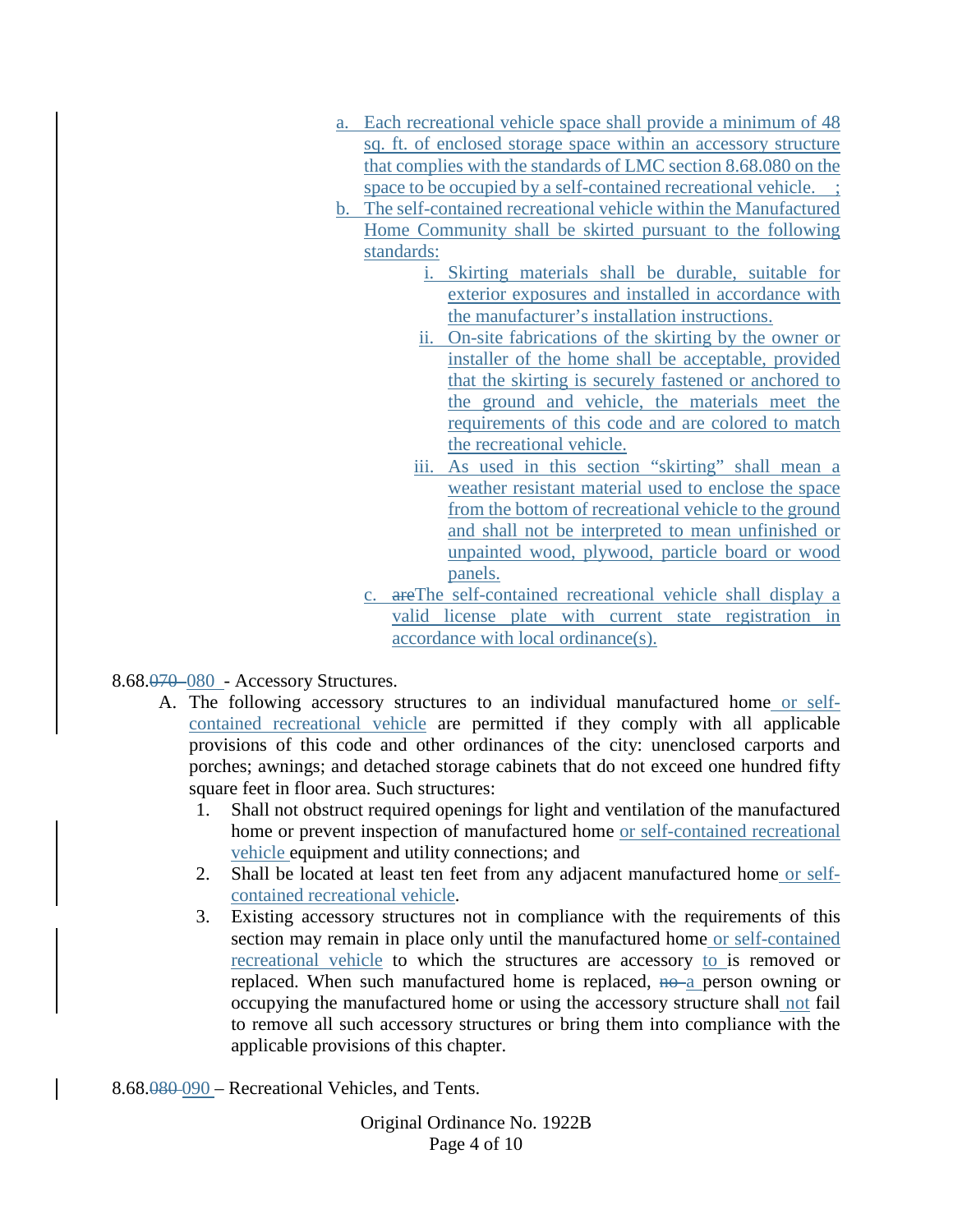a. Each recreational vehicle space shall provide a minimum of 48 sq. ft. of enclosed storage space within an accessory structure that complies with the standards of LMC section 8.68.080 on the space to be occupied by a self-contained recreational vehicle. ;
b. The self-contained recreational vehicle within the Manufactured Home Community shall be skirted pursuant to the following standards:
    i. Skirting materials shall be durable, suitable for exterior exposures and installed in accordance with the manufacturer's installation instructions.
    ii. On-site fabrications of the skirting by the owner or installer of the home shall be acceptable, provided that the skirting is securely fastened or anchored to the ground and vehicle, the materials meet the requirements of this code and are colored to match the recreational vehicle.
    iii. As used in this section "skirting" shall mean a weather resistant material used to enclose the space from the bottom of recreational vehicle to the ground and shall not be interpreted to mean unfinished or unpainted wood, plywood, particle board or wood panels.
c. ~~are~~The self-contained recreational vehicle shall display a valid license plate with current state registration in accordance with local ordinance(s).

8.68.~~070~~ 080 - Accessory Structures.

A. The following accessory structures to an individual manufactured home or self-contained recreational vehicle are permitted if they comply with all applicable provisions of this code and other ordinances of the city: unenclosed carports and porches; awnings; and detached storage cabinets that do not exceed one hundred fifty square feet in floor area. Such structures:
    1. Shall not obstruct required openings for light and ventilation of the manufactured home or prevent inspection of manufactured home or self-contained recreational vehicle equipment and utility connections; and
    2. Shall be located at least ten feet from any adjacent manufactured home or self-contained recreational vehicle.
    3. Existing accessory structures not in compliance with the requirements of this section may remain in place only until the manufactured home or self-contained recreational vehicle to which the structures are accessory to is removed or replaced. When such manufactured home is replaced, ~~no~~ a person owning or occupying the manufactured home or using the accessory structure shall not fail to remove all such accessory structures or bring them into compliance with the applicable provisions of this chapter.

8.68.~~080~~ 090 – Recreational Vehicles, and Tents.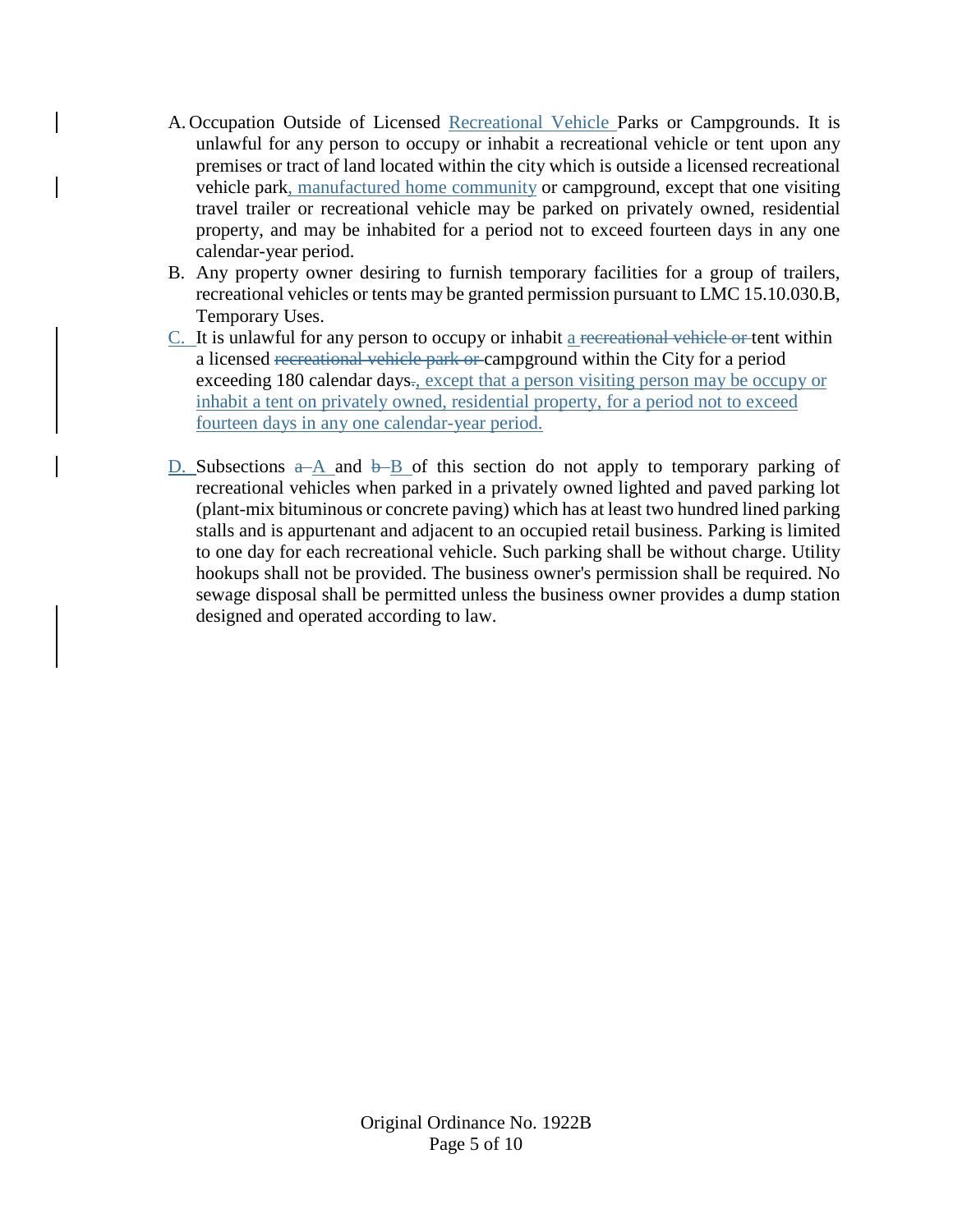A. Occupation Outside of Licensed <u>Recreational Vehicle</u> Parks or Campgrounds. It is unlawful for any person to occupy or inhabit a recreational vehicle or tent upon any premises or tract of land located within the city which is outside a licensed recreational vehicle park<u>, manufactured home community</u> or campground, except that one visiting travel trailer or recreational vehicle may be parked on privately owned, residential property, and may be inhabited for a period not to exceed fourteen days in any one calendar-year period.

B. Any property owner desiring to furnish temporary facilities for a group of trailers, recreational vehicles or tents may be granted permission pursuant to LMC 15.10.030.B, Temporary Uses.

<u>C.</u> It is unlawful for any person to occupy or inhabit <u>a</u> ~~recreational vehicle or~~ tent within a licensed ~~recreational vehicle park or~~ campground within the City for a period exceeding 180 calendar days~~.~~<u>, except that a person visiting person may be occupy or inhabit a tent on privately owned, residential property, for a period not to exceed fourteen days in any one calendar-year period.</u>

<u>D.</u> Subsections ~~a~~ <u>A</u> and ~~b~~ <u>B</u> of this section do not apply to temporary parking of recreational vehicles when parked in a privately owned lighted and paved parking lot (plant-mix bituminous or concrete paving) which has at least two hundred lined parking stalls and is appurtenant and adjacent to an occupied retail business. Parking is limited to one day for each recreational vehicle. Such parking shall be without charge. Utility hookups shall not be provided. The business owner's permission shall be required. No sewage disposal shall be permitted unless the business owner provides a dump station designed and operated according to law.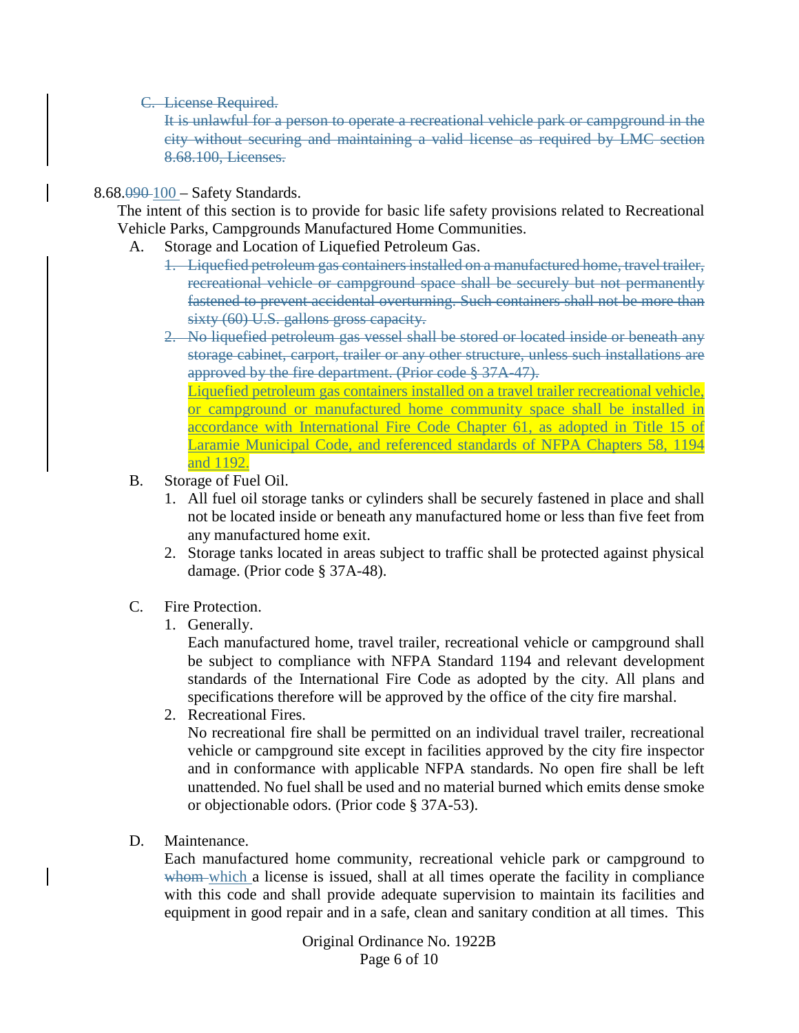C. ~~License Required.~~

~~It is unlawful for a person to operate a recreational vehicle park or campground in the city without securing and maintaining a valid license as required by LMC section 8.68.100, Licenses.~~

8.68.~~090~~ 100 – Safety Standards.

The intent of this section is to provide for basic life safety provisions related to Recreational Vehicle Parks, Campgrounds Manufactured Home Communities.

A. Storage and Location of Liquefied Petroleum Gas.

1. ~~Liquefied petroleum gas containers installed on a manufactured home, travel trailer, recreational vehicle or campground space shall be securely but not permanently fastened to prevent accidental overturning. Such containers shall not be more than sixty (60) U.S. gallons gross capacity.~~
2. ~~No liquefied petroleum gas vessel shall be stored or located inside or beneath any storage cabinet, carport, trailer or any other structure, unless such installations are approved by the fire department. (Prior code § 37A-47).~~

Liquefied petroleum gas containers installed on a travel trailer recreational vehicle, or campground or manufactured home community space shall be installed in accordance with International Fire Code Chapter 61, as adopted in Title 15 of Laramie Municipal Code, and referenced standards of NFPA Chapters 58, 1194 and 1192.

B. Storage of Fuel Oil.

1. All fuel oil storage tanks or cylinders shall be securely fastened in place and shall not be located inside or beneath any manufactured home or less than five feet from any manufactured home exit.
2. Storage tanks located in areas subject to traffic shall be protected against physical damage. (Prior code § 37A-48).

C. Fire Protection.

1. Generally.

Each manufactured home, travel trailer, recreational vehicle or campground shall be subject to compliance with NFPA Standard 1194 and relevant development standards of the International Fire Code as adopted by the city. All plans and specifications therefore will be approved by the office of the city fire marshal.

2. Recreational Fires.

No recreational fire shall be permitted on an individual travel trailer, recreational vehicle or campground site except in facilities approved by the city fire inspector and in conformance with applicable NFPA standards. No open fire shall be left unattended. No fuel shall be used and no material burned which emits dense smoke or objectionable odors. (Prior code § 37A-53).

D. Maintenance.

Each manufactured home community, recreational vehicle park or campground to ~~whom~~ which a license is issued, shall at all times operate the facility in compliance with this code and shall provide adequate supervision to maintain its facilities and equipment in good repair and in a safe, clean and sanitary condition at all times. This

Original Ordinance No. 1922B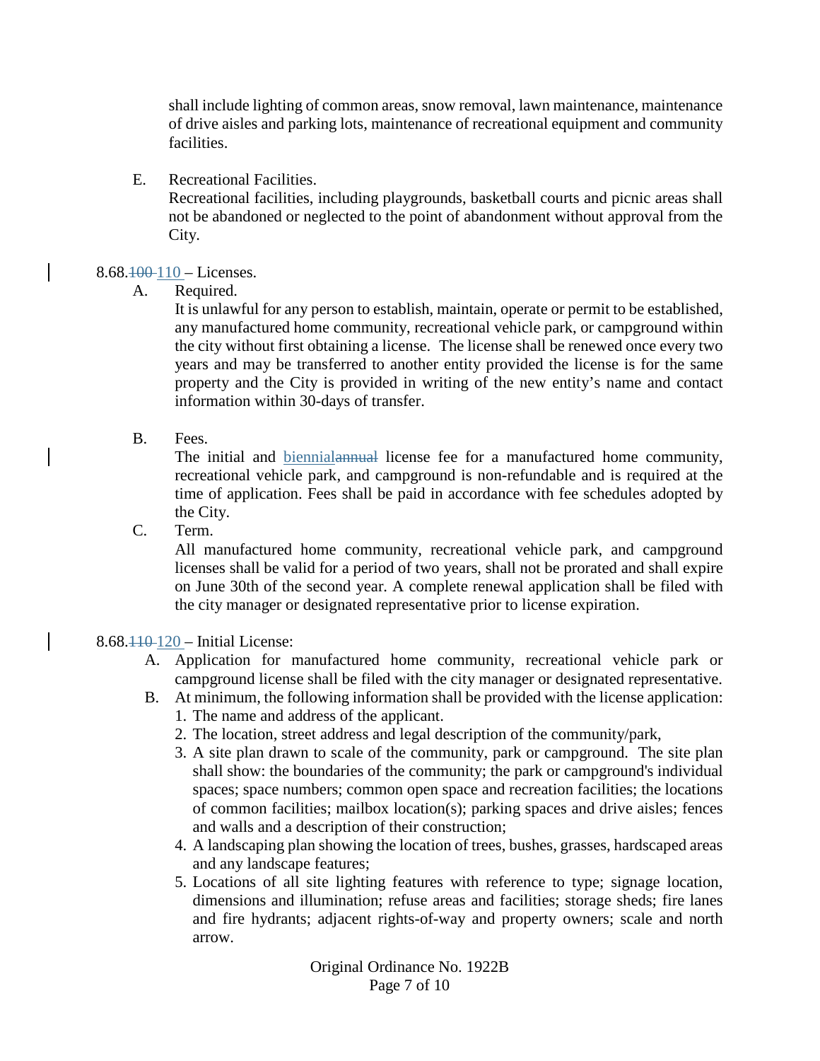shall include lighting of common areas, snow removal, lawn maintenance, maintenance of drive aisles and parking lots, maintenance of recreational equipment and community facilities.

E. Recreational Facilities.
Recreational facilities, including playgrounds, basketball courts and picnic areas shall not be abandoned or neglected to the point of abandonment without approval from the City.

8.68.~~100~~ 110 – Licenses.

A. Required.
It is unlawful for any person to establish, maintain, operate or permit to be established, any manufactured home community, recreational vehicle park, or campground within the city without first obtaining a license. The license shall be renewed once every two years and may be transferred to another entity provided the license is for the same property and the City is provided in writing of the new entity's name and contact information within 30-days of transfer.

B. Fees.
The initial and biennial~~annual~~ license fee for a manufactured home community, recreational vehicle park, and campground is non-refundable and is required at the time of application. Fees shall be paid in accordance with fee schedules adopted by the City.

C. Term.
All manufactured home community, recreational vehicle park, and campground licenses shall be valid for a period of two years, shall not be prorated and shall expire on June 30th of the second year. A complete renewal application shall be filed with the city manager or designated representative prior to license expiration.

8.68.~~110~~ 120 – Initial License:

A. Application for manufactured home community, recreational vehicle park or campground license shall be filed with the city manager or designated representative.
B. At minimum, the following information shall be provided with the license application:
   1. The name and address of the applicant.
   2. The location, street address and legal description of the community/park,
   3. A site plan drawn to scale of the community, park or campground. The site plan shall show: the boundaries of the community; the park or campground's individual spaces; space numbers; common open space and recreation facilities; the locations of common facilities; mailbox location(s); parking spaces and drive aisles; fences and walls and a description of their construction;
   4. A landscaping plan showing the location of trees, bushes, grasses, hardscaped areas and any landscape features;
   5. Locations of all site lighting features with reference to type; signage location, dimensions and illumination; refuse areas and facilities; storage sheds; fire lanes and fire hydrants; adjacent rights-of-way and property owners; scale and north arrow.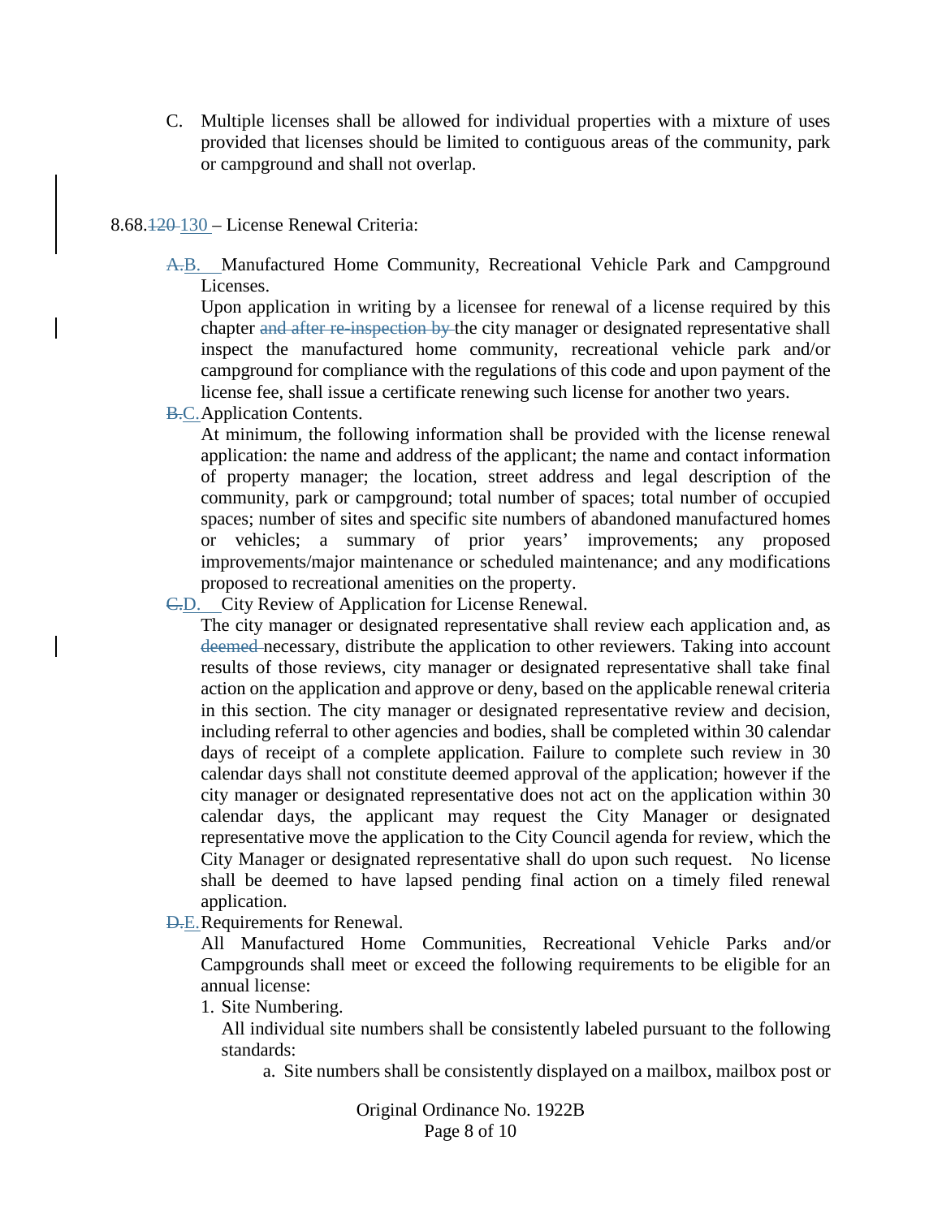C. Multiple licenses shall be allowed for individual properties with a mixture of uses provided that licenses should be limited to contiguous areas of the community, park or campground and shall not overlap.

8.68.~~120~~ 130 – License Renewal Criteria:

~~A.~~B. Manufactured Home Community, Recreational Vehicle Park and Campground Licenses.

Upon application in writing by a licensee for renewal of a license required by this chapter ~~and after re-inspection by~~ the city manager or designated representative shall inspect the manufactured home community, recreational vehicle park and/or campground for compliance with the regulations of this code and upon payment of the license fee, shall issue a certificate renewing such license for another two years.

~~B.~~C. Application Contents.

At minimum, the following information shall be provided with the license renewal application: the name and address of the applicant; the name and contact information of property manager; the location, street address and legal description of the community, park or campground; total number of spaces; total number of occupied spaces; number of sites and specific site numbers of abandoned manufactured homes or vehicles; a summary of prior years' improvements; any proposed improvements/major maintenance or scheduled maintenance; and any modifications proposed to recreational amenities on the property.

~~C.~~D. City Review of Application for License Renewal.

The city manager or designated representative shall review each application and, as ~~deemed~~ necessary, distribute the application to other reviewers. Taking into account results of those reviews, city manager or designated representative shall take final action on the application and approve or deny, based on the applicable renewal criteria in this section. The city manager or designated representative review and decision, including referral to other agencies and bodies, shall be completed within 30 calendar days of receipt of a complete application. Failure to complete such review in 30 calendar days shall not constitute deemed approval of the application; however if the city manager or designated representative does not act on the application within 30 calendar days, the applicant may request the City Manager or designated representative move the application to the City Council agenda for review, which the City Manager or designated representative shall do upon such request. No license shall be deemed to have lapsed pending final action on a timely filed renewal application.

~~D.~~E. Requirements for Renewal.

All Manufactured Home Communities, Recreational Vehicle Parks and/or Campgrounds shall meet or exceed the following requirements to be eligible for an annual license:

1. Site Numbering.

   All individual site numbers shall be consistently labeled pursuant to the following standards:

   a. Site numbers shall be consistently displayed on a mailbox, mailbox post or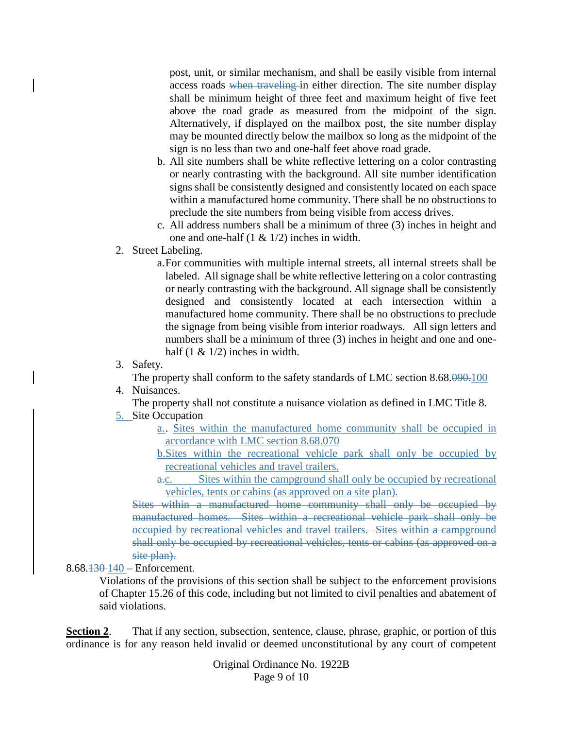post, unit, or similar mechanism, and shall be easily visible from internal access roads ~~when traveling~~ in either direction. The site number display shall be minimum height of three feet and maximum height of five feet above the road grade as measured from the midpoint of the sign. Alternatively, if displayed on the mailbox post, the site number display may be mounted directly below the mailbox so long as the midpoint of the sign is no less than two and one-half feet above road grade.

b. All site numbers shall be white reflective lettering on a color contrasting or nearly contrasting with the background. All site number identification signs shall be consistently designed and consistently located on each space within a manufactured home community. There shall be no obstructions to preclude the site numbers from being visible from access drives.

c. All address numbers shall be a minimum of three (3) inches in height and one and one-half (1 & 1/2) inches in width.

2. Street Labeling.

   a. For communities with multiple internal streets, all internal streets shall be labeled. All signage shall be white reflective lettering on a color contrasting or nearly contrasting with the background. All signage shall be consistently designed and consistently located at each intersection within a manufactured home community. There shall be no obstructions to preclude the signage from being visible from interior roadways. All sign letters and numbers shall be a minimum of three (3) inches in height and one and one-half (1 & 1/2) inches in width.

3. Safety.

   The property shall conform to the safety standards of LMC section 8.68.~~090.~~100

4. Nuisances.

   The property shall not constitute a nuisance violation as defined in LMC Title 8.

5. Site Occupation

   a.. Sites within the manufactured home community shall be occupied in accordance with LMC section 8.68.070

   b. Sites within the recreational vehicle park shall only be occupied by recreational vehicles and travel trailers.

   ~~a.~~c. Sites within the campground shall only be occupied by recreational vehicles, tents or cabins (as approved on a site plan).

   ~~Sites within a manufactured home community shall only be occupied by manufactured homes. Sites within a recreational vehicle park shall only be occupied by recreational vehicles and travel trailers. Sites within a campground shall only be occupied by recreational vehicles, tents or cabins (as approved on a site plan).~~

8.68.~~130~~ 140 – Enforcement.

Violations of the provisions of this section shall be subject to the enforcement provisions of Chapter 15.26 of this code, including but not limited to civil penalties and abatement of said violations.

**Section 2**. That if any section, subsection, sentence, clause, phrase, graphic, or portion of this ordinance is for any reason held invalid or deemed unconstitutional by any court of competent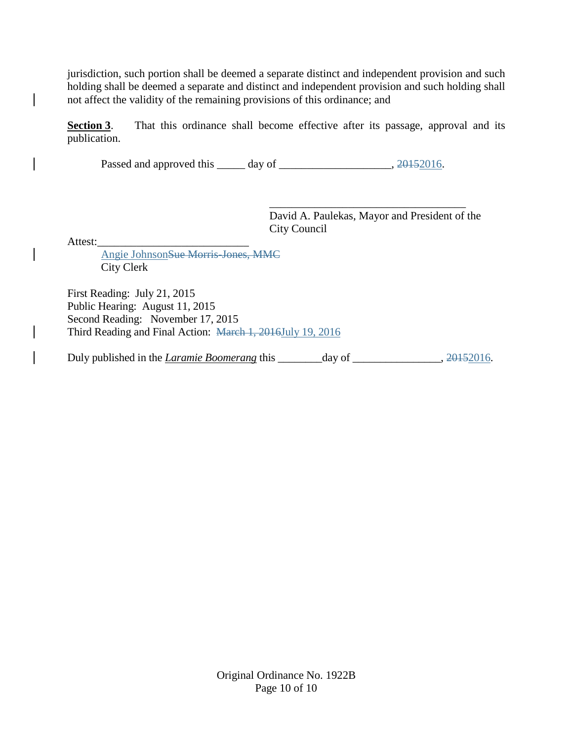jurisdiction, such portion shall be deemed a separate distinct and independent provision and such holding shall be deemed a separate and distinct and independent provision and such holding shall not affect the validity of the remaining provisions of this ordinance; and

**Section 3**. That this ordinance shall become effective after its passage, approval and its publication.

Passed and approved this _____ day of ____________________, ~~2015~~2016.

_____________________________________
David A. Paulekas, Mayor and President of the City Council

Attest:___________________________
Angie Johnson~~Sue Morris-Jones, MMC~~
City Clerk

First Reading: July 21, 2015
Public Hearing: August 11, 2015
Second Reading: November 17, 2015
Third Reading and Final Action: ~~March 1, 2016~~July 19, 2016

Duly published in the ***Laramie Boomerang*** this ________day of ________________, ~~2015~~2016.

Original Ordinance No. 1922B